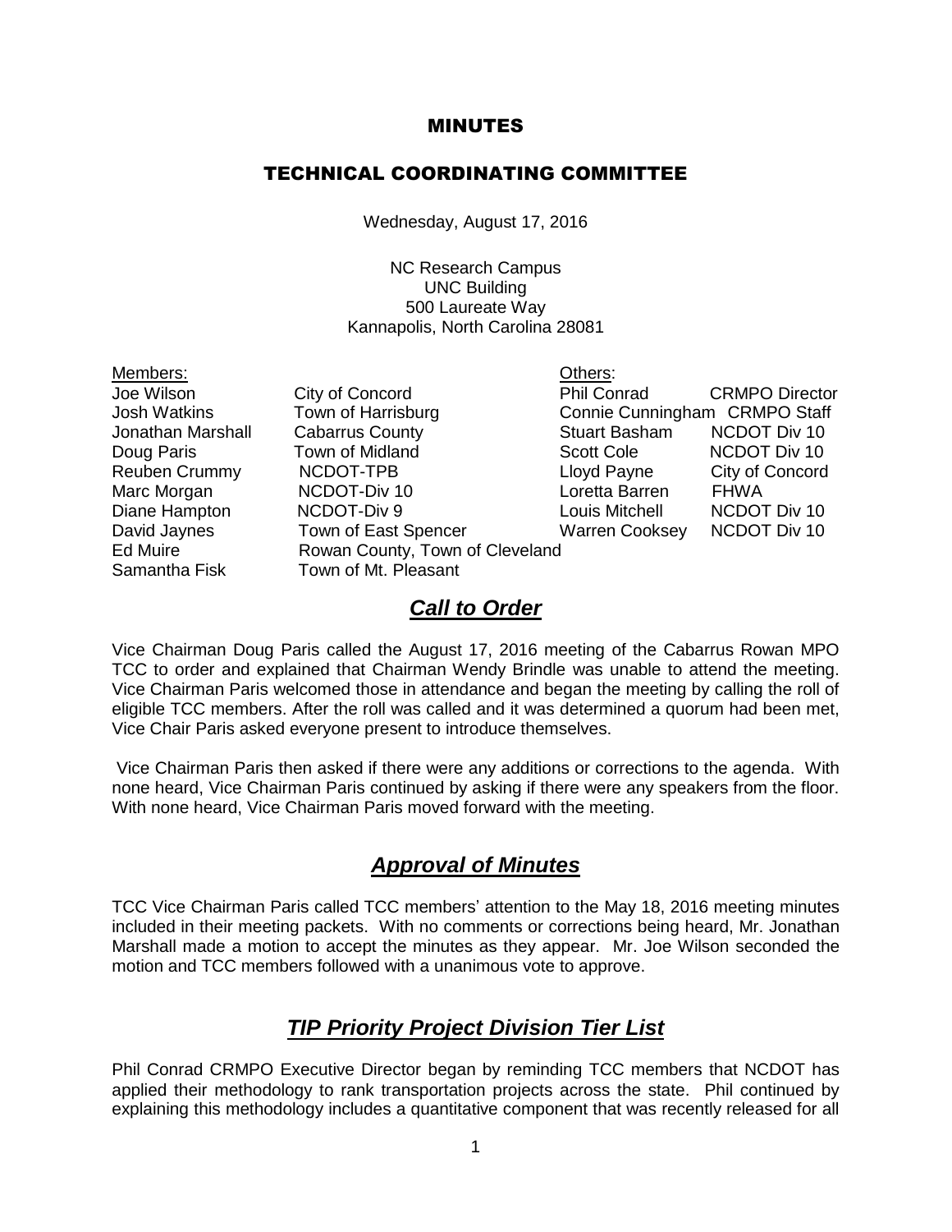# MINUTES

## TECHNICAL COORDINATING COMMITTEE

Wednesday, August 17, 2016

NC Research Campus
UNC Building
500 Laureate Way
Kannapolis, North Carolina 28081

| Members: | | Others: | |
|---|---|---|---|
| Joe Wilson | City of Concord | Phil Conrad | CRMPO Director |
| Josh Watkins | Town of Harrisburg | Connie Cunningham | CRMPO Staff |
| Jonathan Marshall | Cabarrus County | Stuart Basham | NCDOT Div 10 |
| Doug Paris | Town of Midland | Scott Cole | NCDOT Div 10 |
| Reuben Crummy | NCDOT-TPB | Lloyd Payne | City of Concord |
| Marc Morgan | NCDOT-Div 10 | Loretta Barren | FHWA |
| Diane Hampton | NCDOT-Div 9 | Louis Mitchell | NCDOT Div 10 |
| David Jaynes | Town of East Spencer | Warren Cooksey | NCDOT Div 10 |
| Ed Muire | Rowan County, Town of Cleveland | | |
| Samantha Fisk | Town of Mt. Pleasant | | |

## *Call to Order*

Vice Chairman Doug Paris called the August 17, 2016 meeting of the Cabarrus Rowan MPO TCC to order and explained that Chairman Wendy Brindle was unable to attend the meeting. Vice Chairman Paris welcomed those in attendance and began the meeting by calling the roll of eligible TCC members. After the roll was called and it was determined a quorum had been met, Vice Chair Paris asked everyone present to introduce themselves.

Vice Chairman Paris then asked if there were any additions or corrections to the agenda. With none heard, Vice Chairman Paris continued by asking if there were any speakers from the floor. With none heard, Vice Chairman Paris moved forward with the meeting.

## *Approval of Minutes*

TCC Vice Chairman Paris called TCC members' attention to the May 18, 2016 meeting minutes included in their meeting packets. With no comments or corrections being heard, Mr. Jonathan Marshall made a motion to accept the minutes as they appear. Mr. Joe Wilson seconded the motion and TCC members followed with a unanimous vote to approve.

## *TIP Priority Project Division Tier List*

Phil Conrad CRMPO Executive Director began by reminding TCC members that NCDOT has applied their methodology to rank transportation projects across the state. Phil continued by explaining this methodology includes a quantitative component that was recently released for all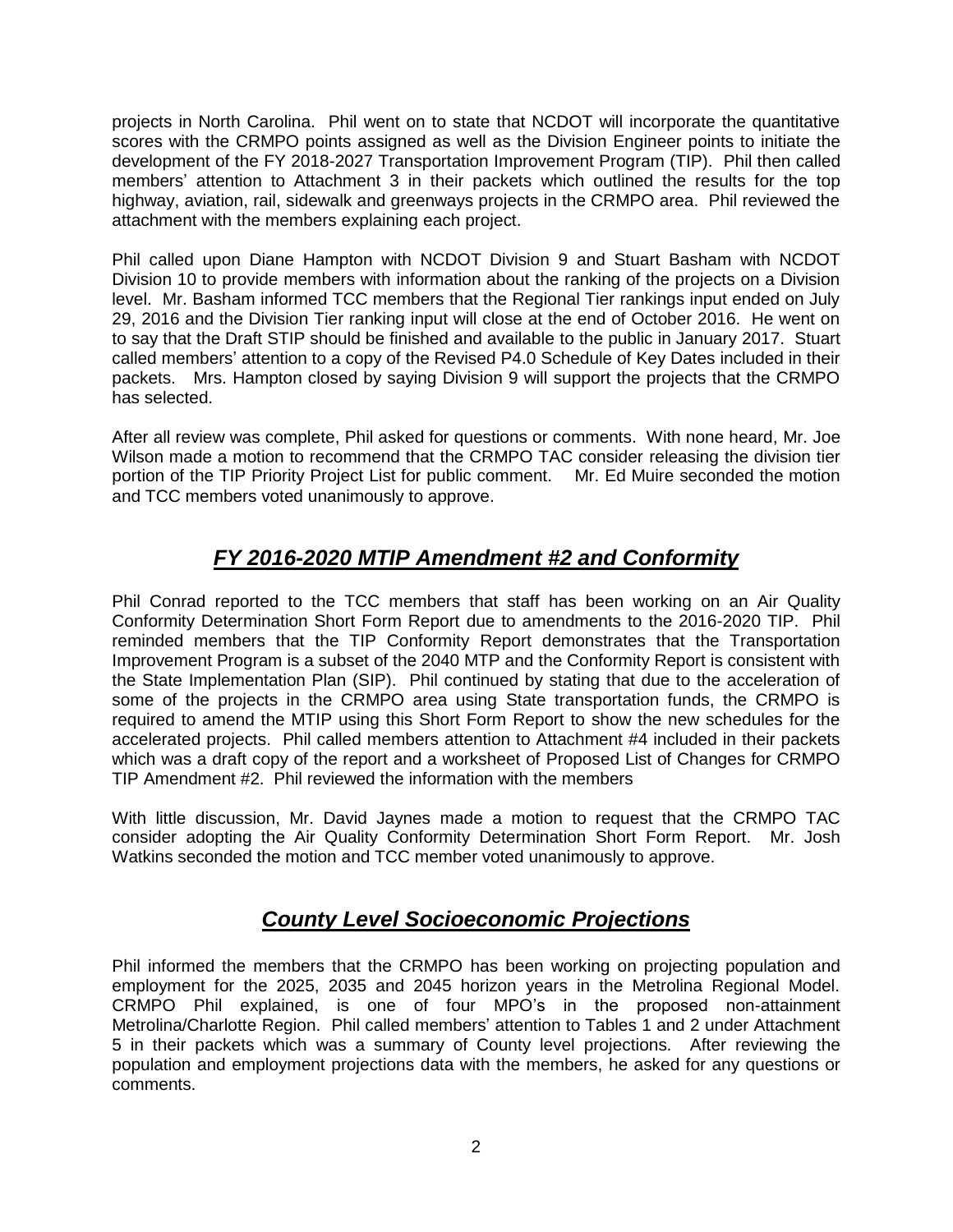projects in North Carolina. Phil went on to state that NCDOT will incorporate the quantitative scores with the CRMPO points assigned as well as the Division Engineer points to initiate the development of the FY 2018-2027 Transportation Improvement Program (TIP). Phil then called members' attention to Attachment 3 in their packets which outlined the results for the top highway, aviation, rail, sidewalk and greenways projects in the CRMPO area. Phil reviewed the attachment with the members explaining each project.

Phil called upon Diane Hampton with NCDOT Division 9 and Stuart Basham with NCDOT Division 10 to provide members with information about the ranking of the projects on a Division level. Mr. Basham informed TCC members that the Regional Tier rankings input ended on July 29, 2016 and the Division Tier ranking input will close at the end of October 2016. He went on to say that the Draft STIP should be finished and available to the public in January 2017. Stuart called members' attention to a copy of the Revised P4.0 Schedule of Key Dates included in their packets. Mrs. Hampton closed by saying Division 9 will support the projects that the CRMPO has selected.

After all review was complete, Phil asked for questions or comments. With none heard, Mr. Joe Wilson made a motion to recommend that the CRMPO TAC consider releasing the division tier portion of the TIP Priority Project List for public comment. Mr. Ed Muire seconded the motion and TCC members voted unanimously to approve.

## ***FY 2016-2020 MTIP Amendment #2 and Conformity***

Phil Conrad reported to the TCC members that staff has been working on an Air Quality Conformity Determination Short Form Report due to amendments to the 2016-2020 TIP. Phil reminded members that the TIP Conformity Report demonstrates that the Transportation Improvement Program is a subset of the 2040 MTP and the Conformity Report is consistent with the State Implementation Plan (SIP). Phil continued by stating that due to the acceleration of some of the projects in the CRMPO area using State transportation funds, the CRMPO is required to amend the MTIP using this Short Form Report to show the new schedules for the accelerated projects. Phil called members attention to Attachment #4 included in their packets which was a draft copy of the report and a worksheet of Proposed List of Changes for CRMPO TIP Amendment #2. Phil reviewed the information with the members

With little discussion, Mr. David Jaynes made a motion to request that the CRMPO TAC consider adopting the Air Quality Conformity Determination Short Form Report. Mr. Josh Watkins seconded the motion and TCC member voted unanimously to approve.

## ***County Level Socioeconomic Projections***

Phil informed the members that the CRMPO has been working on projecting population and employment for the 2025, 2035 and 2045 horizon years in the Metrolina Regional Model. CRMPO Phil explained, is one of four MPO's in the proposed non-attainment Metrolina/Charlotte Region. Phil called members' attention to Tables 1 and 2 under Attachment 5 in their packets which was a summary of County level projections. After reviewing the population and employment projections data with the members, he asked for any questions or comments.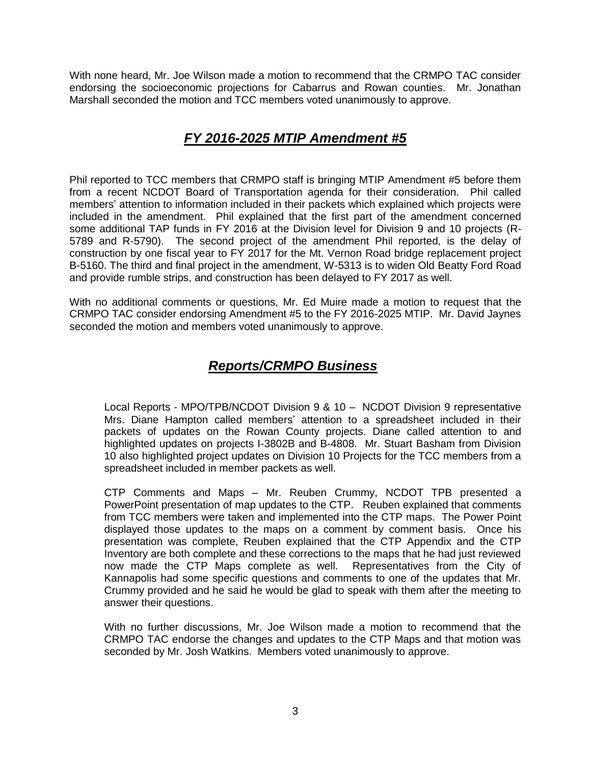With none heard, Mr. Joe Wilson made a motion to recommend that the CRMPO TAC consider endorsing the socioeconomic projections for Cabarrus and Rowan counties. Mr. Jonathan Marshall seconded the motion and TCC members voted unanimously to approve.

## ***FY 2016-2025 MTIP Amendment #5***

Phil reported to TCC members that CRMPO staff is bringing MTIP Amendment #5 before them from a recent NCDOT Board of Transportation agenda for their consideration. Phil called members' attention to information included in their packets which explained which projects were included in the amendment. Phil explained that the first part of the amendment concerned some additional TAP funds in FY 2016 at the Division level for Division 9 and 10 projects (R-5789 and R-5790). The second project of the amendment Phil reported, is the delay of construction by one fiscal year to FY 2017 for the Mt. Vernon Road bridge replacement project B-5160. The third and final project in the amendment, W-5313 is to widen Old Beatty Ford Road and provide rumble strips, and construction has been delayed to FY 2017 as well.

With no additional comments or questions, Mr. Ed Muire made a motion to request that the CRMPO TAC consider endorsing Amendment #5 to the FY 2016-2025 MTIP. Mr. David Jaynes seconded the motion and members voted unanimously to approve.

## ***Reports/CRMPO Business***

Local Reports - MPO/TPB/NCDOT Division 9 & 10 – NCDOT Division 9 representative Mrs. Diane Hampton called members' attention to a spreadsheet included in their packets of updates on the Rowan County projects. Diane called attention to and highlighted updates on projects I-3802B and B-4808. Mr. Stuart Basham from Division 10 also highlighted project updates on Division 10 Projects for the TCC members from a spreadsheet included in member packets as well.

CTP Comments and Maps – Mr. Reuben Crummy, NCDOT TPB presented a PowerPoint presentation of map updates to the CTP. Reuben explained that comments from TCC members were taken and implemented into the CTP maps. The Power Point displayed those updates to the maps on a comment by comment basis. Once his presentation was complete, Reuben explained that the CTP Appendix and the CTP Inventory are both complete and these corrections to the maps that he had just reviewed now made the CTP Maps complete as well. Representatives from the City of Kannapolis had some specific questions and comments to one of the updates that Mr. Crummy provided and he said he would be glad to speak with them after the meeting to answer their questions.

With no further discussions, Mr. Joe Wilson made a motion to recommend that the CRMPO TAC endorse the changes and updates to the CTP Maps and that motion was seconded by Mr. Josh Watkins. Members voted unanimously to approve.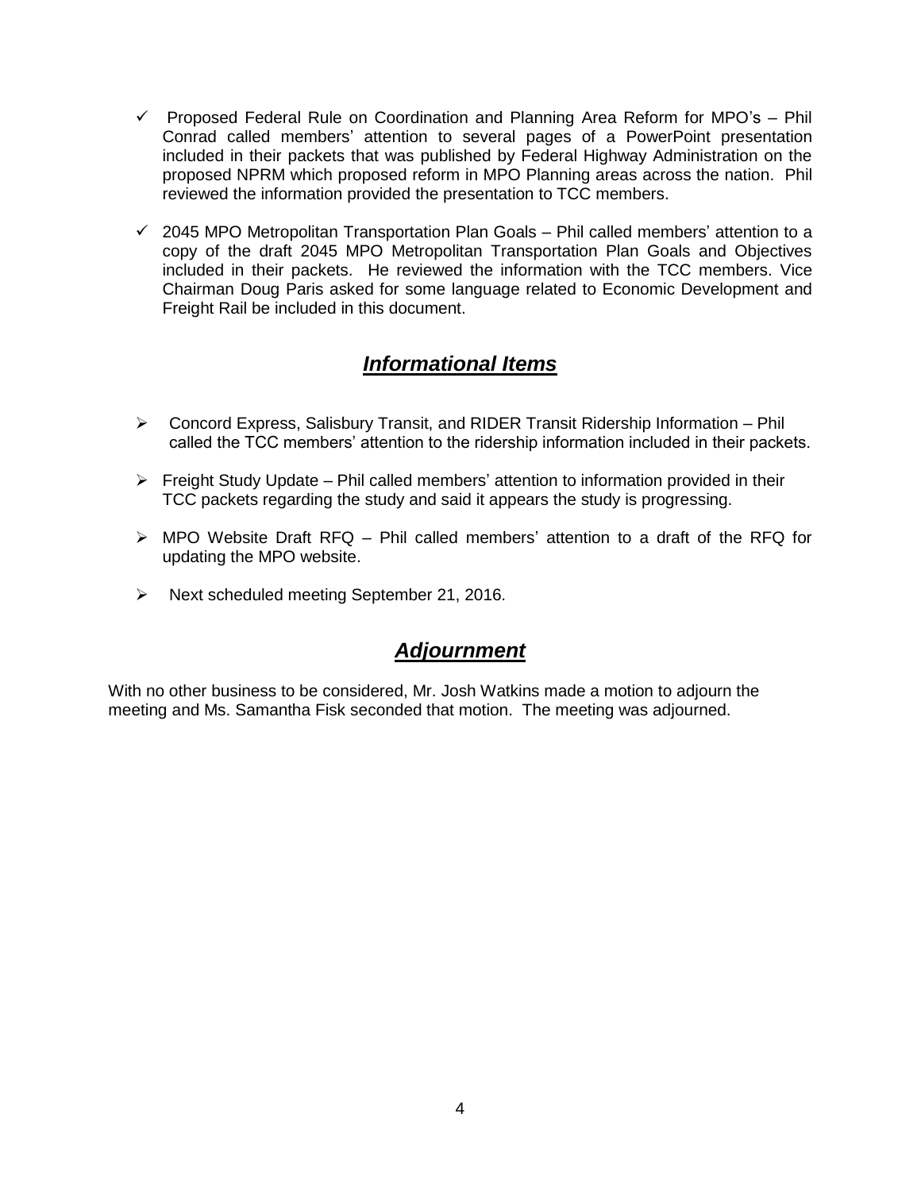- ✓ Proposed Federal Rule on Coordination and Planning Area Reform for MPO's – Phil Conrad called members' attention to several pages of a PowerPoint presentation included in their packets that was published by Federal Highway Administration on the proposed NPRM which proposed reform in MPO Planning areas across the nation. Phil reviewed the information provided the presentation to TCC members.

- ✓ 2045 MPO Metropolitan Transportation Plan Goals – Phil called members' attention to a copy of the draft 2045 MPO Metropolitan Transportation Plan Goals and Objectives included in their packets. He reviewed the information with the TCC members. Vice Chairman Doug Paris asked for some language related to Economic Development and Freight Rail be included in this document.

## ***Informational Items***

- ➢ Concord Express, Salisbury Transit, and RIDER Transit Ridership Information – Phil called the TCC members' attention to the ridership information included in their packets.

- ➢ Freight Study Update – Phil called members' attention to information provided in their TCC packets regarding the study and said it appears the study is progressing.

- ➢ MPO Website Draft RFQ – Phil called members' attention to a draft of the RFQ for updating the MPO website.

- ➢ Next scheduled meeting September 21, 2016.

## ***Adjournment***

With no other business to be considered, Mr. Josh Watkins made a motion to adjourn the meeting and Ms. Samantha Fisk seconded that motion. The meeting was adjourned.